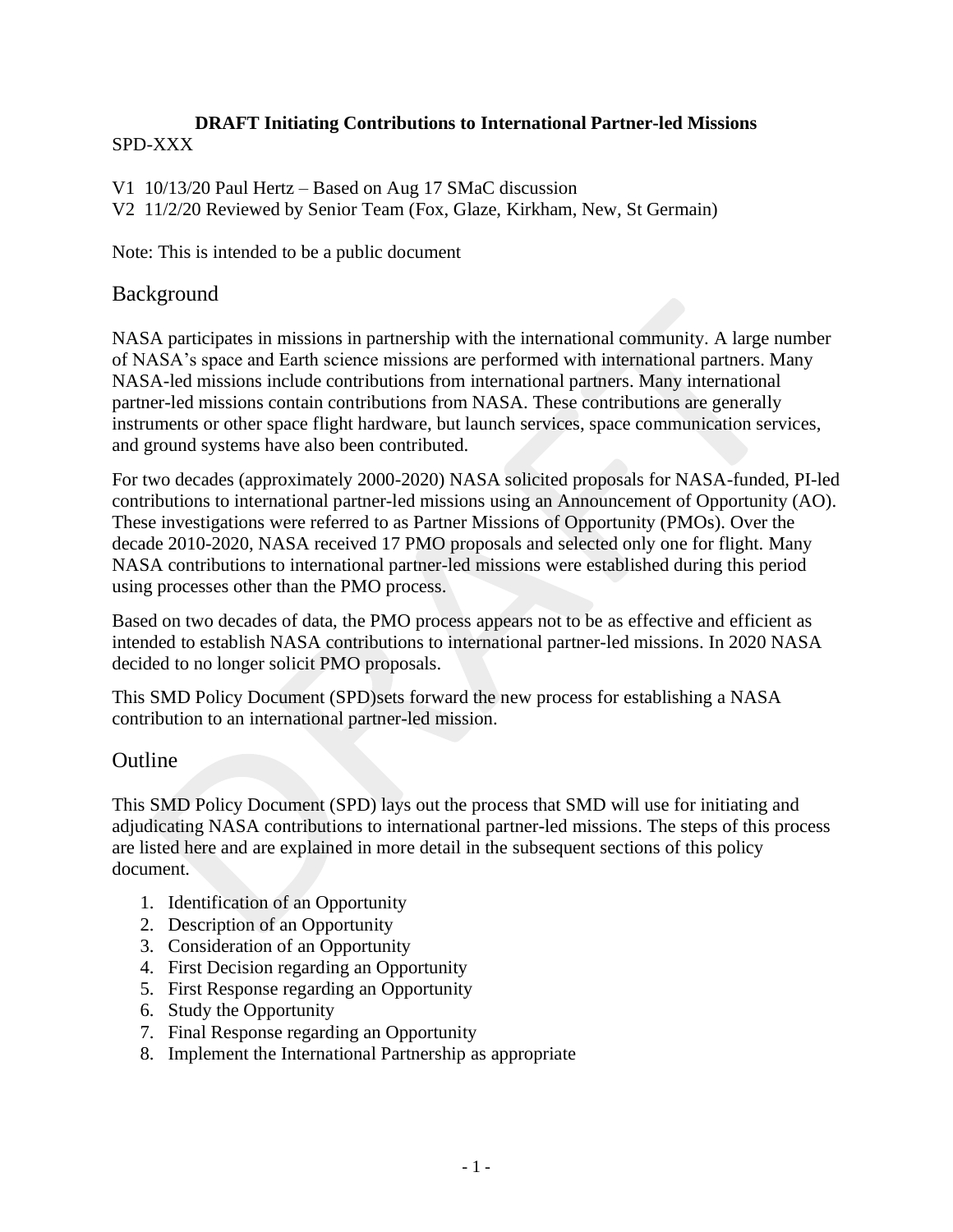**DRAFT Initiating Contributions to International Partner-led Missions**

SPD-XXX

V1 10/13/20 Paul Hertz – Based on Aug 17 SMaC discussion
V2 11/2/20 Reviewed by Senior Team (Fox, Glaze, Kirkham, New, St Germain)

Note: This is intended to be a public document

## Background

NASA participates in missions in partnership with the international community. A large number of NASA's space and Earth science missions are performed with international partners. Many NASA-led missions include contributions from international partners. Many international partner-led missions contain contributions from NASA. These contributions are generally instruments or other space flight hardware, but launch services, space communication services, and ground systems have also been contributed.

For two decades (approximately 2000-2020) NASA solicited proposals for NASA-funded, PI-led contributions to international partner-led missions using an Announcement of Opportunity (AO). These investigations were referred to as Partner Missions of Opportunity (PMOs). Over the decade 2010-2020, NASA received 17 PMO proposals and selected only one for flight. Many NASA contributions to international partner-led missions were established during this period using processes other than the PMO process.

Based on two decades of data, the PMO process appears not to be as effective and efficient as intended to establish NASA contributions to international partner-led missions. In 2020 NASA decided to no longer solicit PMO proposals.

This SMD Policy Document (SPD)sets forward the new process for establishing a NASA contribution to an international partner-led mission.

## Outline

This SMD Policy Document (SPD) lays out the process that SMD will use for initiating and adjudicating NASA contributions to international partner-led missions. The steps of this process are listed here and are explained in more detail in the subsequent sections of this policy document.

1. Identification of an Opportunity
2. Description of an Opportunity
3. Consideration of an Opportunity
4. First Decision regarding an Opportunity
5. First Response regarding an Opportunity
6. Study the Opportunity
7. Final Response regarding an Opportunity
8. Implement the International Partnership as appropriate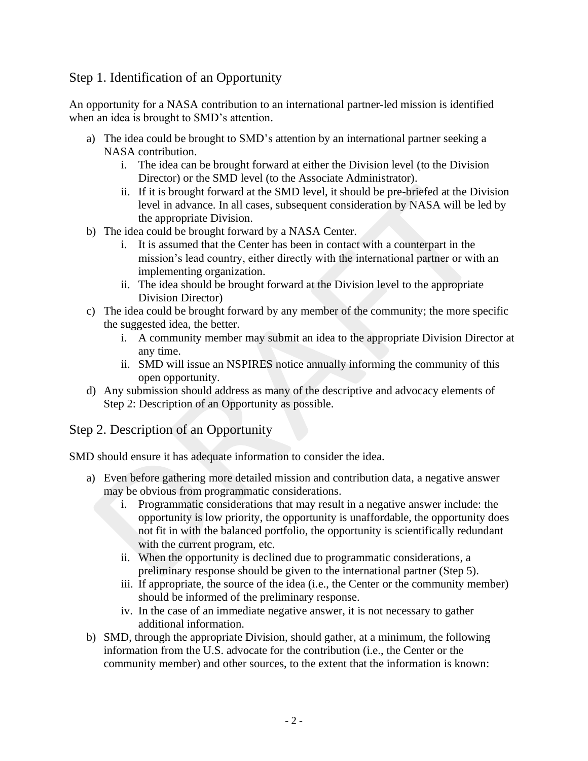## Step 1. Identification of an Opportunity

An opportunity for a NASA contribution to an international partner-led mission is identified when an idea is brought to SMD's attention.

a) The idea could be brought to SMD's attention by an international partner seeking a NASA contribution.
   i. The idea can be brought forward at either the Division level (to the Division Director) or the SMD level (to the Associate Administrator).
   ii. If it is brought forward at the SMD level, it should be pre-briefed at the Division level in advance. In all cases, subsequent consideration by NASA will be led by the appropriate Division.
b) The idea could be brought forward by a NASA Center.
   i. It is assumed that the Center has been in contact with a counterpart in the mission's lead country, either directly with the international partner or with an implementing organization.
   ii. The idea should be brought forward at the Division level to the appropriate Division Director)
c) The idea could be brought forward by any member of the community; the more specific the suggested idea, the better.
   i. A community member may submit an idea to the appropriate Division Director at any time.
   ii. SMD will issue an NSPIRES notice annually informing the community of this open opportunity.
d) Any submission should address as many of the descriptive and advocacy elements of Step 2: Description of an Opportunity as possible.

## Step 2. Description of an Opportunity

SMD should ensure it has adequate information to consider the idea.

a) Even before gathering more detailed mission and contribution data, a negative answer may be obvious from programmatic considerations.
   i. Programmatic considerations that may result in a negative answer include: the opportunity is low priority, the opportunity is unaffordable, the opportunity does not fit in with the balanced portfolio, the opportunity is scientifically redundant with the current program, etc.
   ii. When the opportunity is declined due to programmatic considerations, a preliminary response should be given to the international partner (Step 5).
   iii. If appropriate, the source of the idea (i.e., the Center or the community member) should be informed of the preliminary response.
   iv. In the case of an immediate negative answer, it is not necessary to gather additional information.
b) SMD, through the appropriate Division, should gather, at a minimum, the following information from the U.S. advocate for the contribution (i.e., the Center or the community member) and other sources, to the extent that the information is known: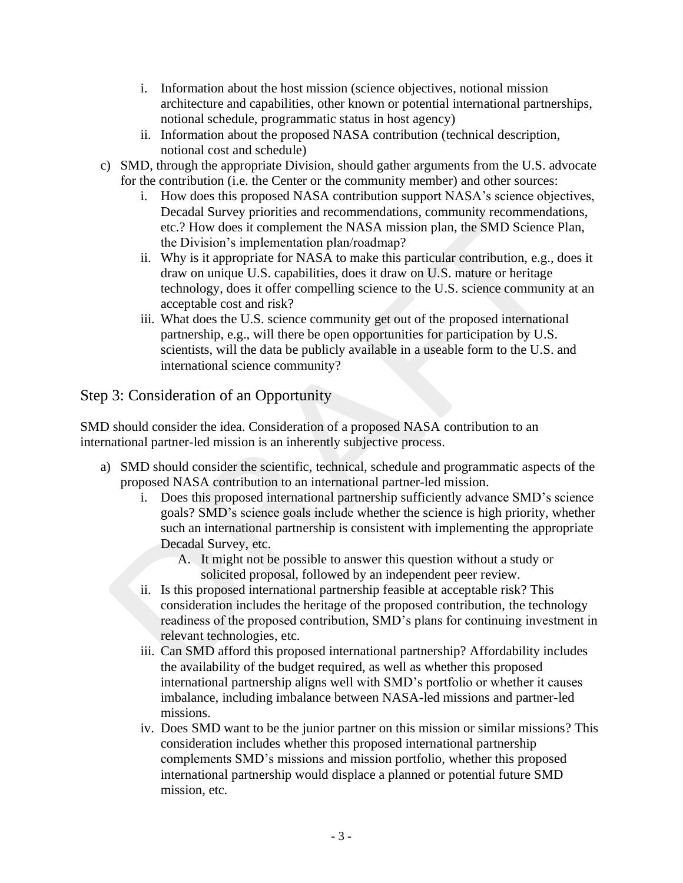i. Information about the host mission (science objectives, notional mission architecture and capabilities, other known or potential international partnerships, notional schedule, programmatic status in host agency)
ii. Information about the proposed NASA contribution (technical description, notional cost and schedule)

c) SMD, through the appropriate Division, should gather arguments from the U.S. advocate for the contribution (i.e. the Center or the community member) and other sources:
   i. How does this proposed NASA contribution support NASA's science objectives, Decadal Survey priorities and recommendations, community recommendations, etc.? How does it complement the NASA mission plan, the SMD Science Plan, the Division's implementation plan/roadmap?
   ii. Why is it appropriate for NASA to make this particular contribution, e.g., does it draw on unique U.S. capabilities, does it draw on U.S. mature or heritage technology, does it offer compelling science to the U.S. science community at an acceptable cost and risk?
   iii. What does the U.S. science community get out of the proposed international partnership, e.g., will there be open opportunities for participation by U.S. scientists, will the data be publicly available in a useable form to the U.S. and international science community?

## Step 3: Consideration of an Opportunity

SMD should consider the idea. Consideration of a proposed NASA contribution to an international partner-led mission is an inherently subjective process.

a) SMD should consider the scientific, technical, schedule and programmatic aspects of the proposed NASA contribution to an international partner-led mission.
   i. Does this proposed international partnership sufficiently advance SMD's science goals? SMD's science goals include whether the science is high priority, whether such an international partnership is consistent with implementing the appropriate Decadal Survey, etc.
      A. It might not be possible to answer this question without a study or solicited proposal, followed by an independent peer review.
   ii. Is this proposed international partnership feasible at acceptable risk? This consideration includes the heritage of the proposed contribution, the technology readiness of the proposed contribution, SMD's plans for continuing investment in relevant technologies, etc.
   iii. Can SMD afford this proposed international partnership? Affordability includes the availability of the budget required, as well as whether this proposed international partnership aligns well with SMD's portfolio or whether it causes imbalance, including imbalance between NASA-led missions and partner-led missions.
   iv. Does SMD want to be the junior partner on this mission or similar missions? This consideration includes whether this proposed international partnership complements SMD's missions and mission portfolio, whether this proposed international partnership would displace a planned or potential future SMD mission, etc.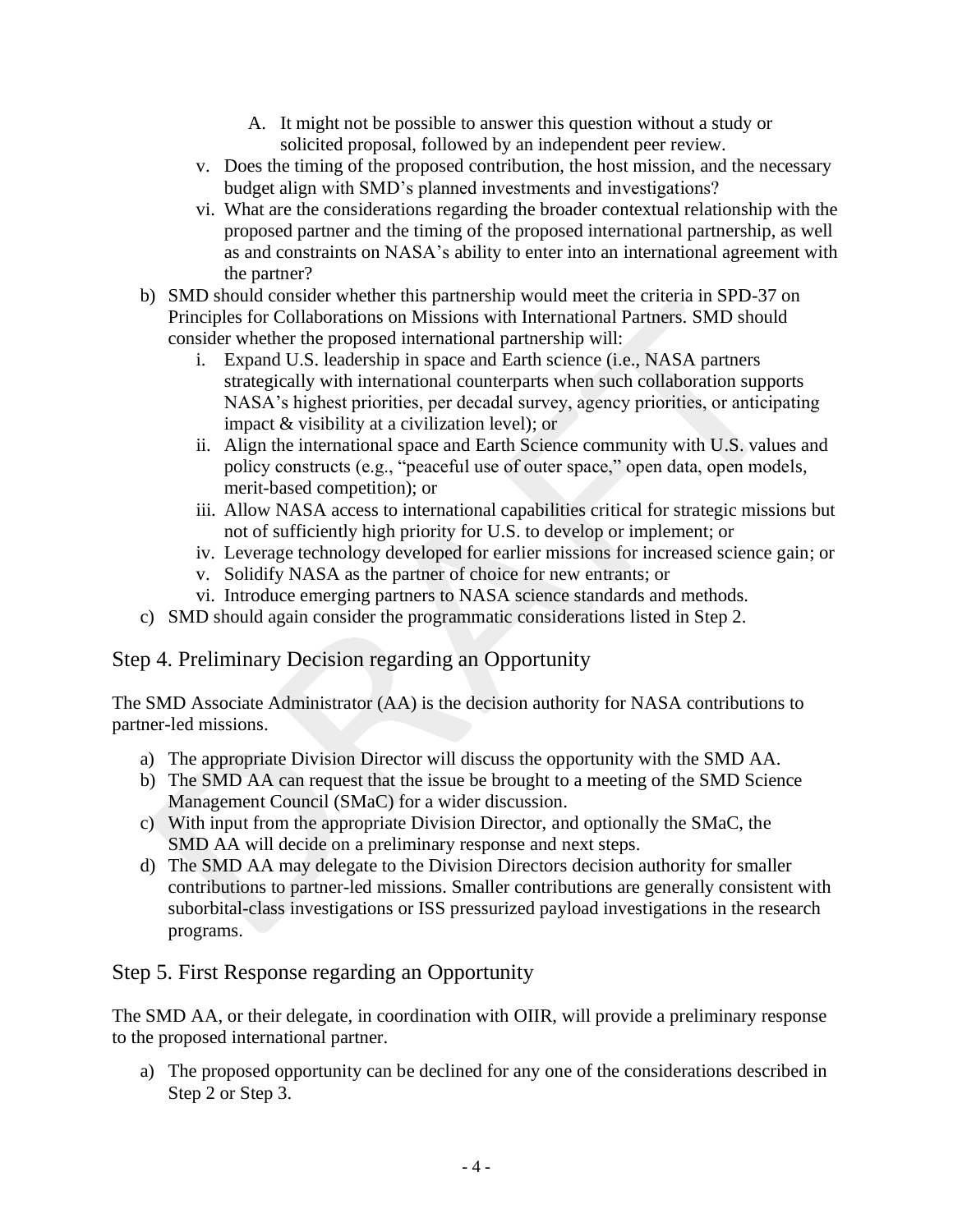A. It might not be possible to answer this question without a study or solicited proposal, followed by an independent peer review.

   v. Does the timing of the proposed contribution, the host mission, and the necessary budget align with SMD's planned investments and investigations?
   vi. What are the considerations regarding the broader contextual relationship with the proposed partner and the timing of the proposed international partnership, as well as and constraints on NASA's ability to enter into an international agreement with the partner?

b) SMD should consider whether this partnership would meet the criteria in SPD-37 on Principles for Collaborations on Missions with International Partners. SMD should consider whether the proposed international partnership will:
   i. Expand U.S. leadership in space and Earth science (i.e., NASA partners strategically with international counterparts when such collaboration supports NASA's highest priorities, per decadal survey, agency priorities, or anticipating impact & visibility at a civilization level); or
   ii. Align the international space and Earth Science community with U.S. values and policy constructs (e.g., "peaceful use of outer space," open data, open models, merit-based competition); or
   iii. Allow NASA access to international capabilities critical for strategic missions but not of sufficiently high priority for U.S. to develop or implement; or
   iv. Leverage technology developed for earlier missions for increased science gain; or
   v. Solidify NASA as the partner of choice for new entrants; or
   vi. Introduce emerging partners to NASA science standards and methods.

c) SMD should again consider the programmatic considerations listed in Step 2.

## Step 4. Preliminary Decision regarding an Opportunity

The SMD Associate Administrator (AA) is the decision authority for NASA contributions to partner-led missions.

a) The appropriate Division Director will discuss the opportunity with the SMD AA.
b) The SMD AA can request that the issue be brought to a meeting of the SMD Science Management Council (SMaC) for a wider discussion.
c) With input from the appropriate Division Director, and optionally the SMaC, the SMD AA will decide on a preliminary response and next steps.
d) The SMD AA may delegate to the Division Directors decision authority for smaller contributions to partner-led missions. Smaller contributions are generally consistent with suborbital-class investigations or ISS pressurized payload investigations in the research programs.

## Step 5. First Response regarding an Opportunity

The SMD AA, or their delegate, in coordination with OIIR, will provide a preliminary response to the proposed international partner.

a) The proposed opportunity can be declined for any one of the considerations described in Step 2 or Step 3.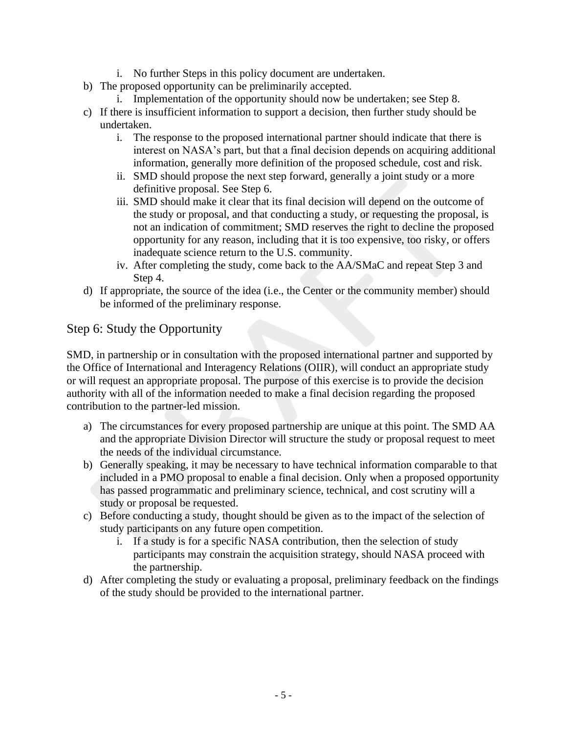i. No further Steps in this policy document are undertaken.

b) The proposed opportunity can be preliminarily accepted.
   i. Implementation of the opportunity should now be undertaken; see Step 8.

c) If there is insufficient information to support a decision, then further study should be undertaken.
   i. The response to the proposed international partner should indicate that there is interest on NASA's part, but that a final decision depends on acquiring additional information, generally more definition of the proposed schedule, cost and risk.
   ii. SMD should propose the next step forward, generally a joint study or a more definitive proposal. See Step 6.
   iii. SMD should make it clear that its final decision will depend on the outcome of the study or proposal, and that conducting a study, or requesting the proposal, is not an indication of commitment; SMD reserves the right to decline the proposed opportunity for any reason, including that it is too expensive, too risky, or offers inadequate science return to the U.S. community.
   iv. After completing the study, come back to the AA/SMaC and repeat Step 3 and Step 4.

d) If appropriate, the source of the idea (i.e., the Center or the community member) should be informed of the preliminary response.

## Step 6: Study the Opportunity

SMD, in partnership or in consultation with the proposed international partner and supported by the Office of International and Interagency Relations (OIIR), will conduct an appropriate study or will request an appropriate proposal. The purpose of this exercise is to provide the decision authority with all of the information needed to make a final decision regarding the proposed contribution to the partner-led mission.

a) The circumstances for every proposed partnership are unique at this point. The SMD AA and the appropriate Division Director will structure the study or proposal request to meet the needs of the individual circumstance.

b) Generally speaking, it may be necessary to have technical information comparable to that included in a PMO proposal to enable a final decision. Only when a proposed opportunity has passed programmatic and preliminary science, technical, and cost scrutiny will a study or proposal be requested.

c) Before conducting a study, thought should be given as to the impact of the selection of study participants on any future open competition.
   i. If a study is for a specific NASA contribution, then the selection of study participants may constrain the acquisition strategy, should NASA proceed with the partnership.

d) After completing the study or evaluating a proposal, preliminary feedback on the findings of the study should be provided to the international partner.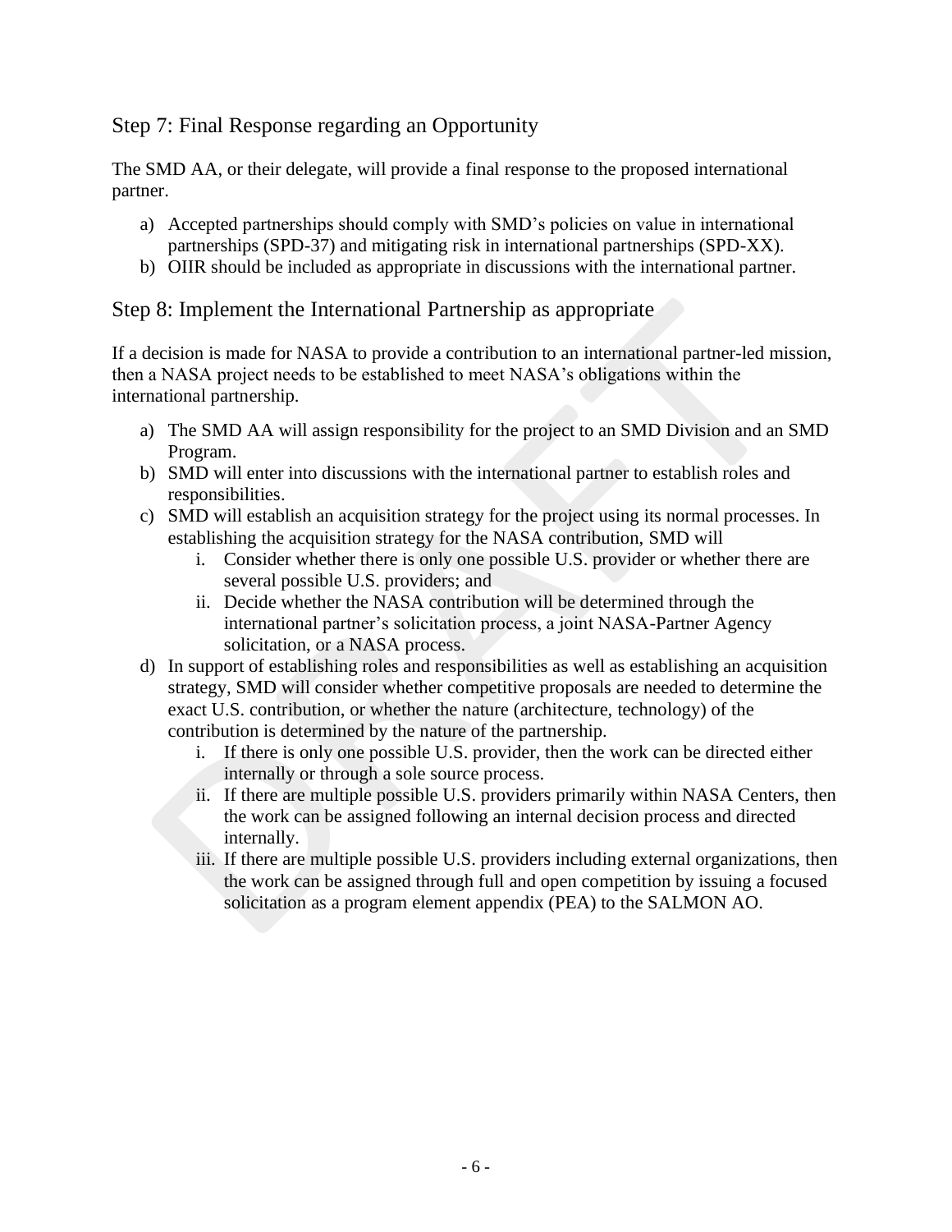## Step 7: Final Response regarding an Opportunity

The SMD AA, or their delegate, will provide a final response to the proposed international partner.

a) Accepted partnerships should comply with SMD's policies on value in international partnerships (SPD-37) and mitigating risk in international partnerships (SPD-XX).
b) OIIR should be included as appropriate in discussions with the international partner.

## Step 8: Implement the International Partnership as appropriate

If a decision is made for NASA to provide a contribution to an international partner-led mission, then a NASA project needs to be established to meet NASA's obligations within the international partnership.

a) The SMD AA will assign responsibility for the project to an SMD Division and an SMD Program.
b) SMD will enter into discussions with the international partner to establish roles and responsibilities.
c) SMD will establish an acquisition strategy for the project using its normal processes. In establishing the acquisition strategy for the NASA contribution, SMD will
    i. Consider whether there is only one possible U.S. provider or whether there are several possible U.S. providers; and
    ii. Decide whether the NASA contribution will be determined through the international partner's solicitation process, a joint NASA-Partner Agency solicitation, or a NASA process.
d) In support of establishing roles and responsibilities as well as establishing an acquisition strategy, SMD will consider whether competitive proposals are needed to determine the exact U.S. contribution, or whether the nature (architecture, technology) of the contribution is determined by the nature of the partnership.
    i. If there is only one possible U.S. provider, then the work can be directed either internally or through a sole source process.
    ii. If there are multiple possible U.S. providers primarily within NASA Centers, then the work can be assigned following an internal decision process and directed internally.
    iii. If there are multiple possible U.S. providers including external organizations, then the work can be assigned through full and open competition by issuing a focused solicitation as a program element appendix (PEA) to the SALMON AO.